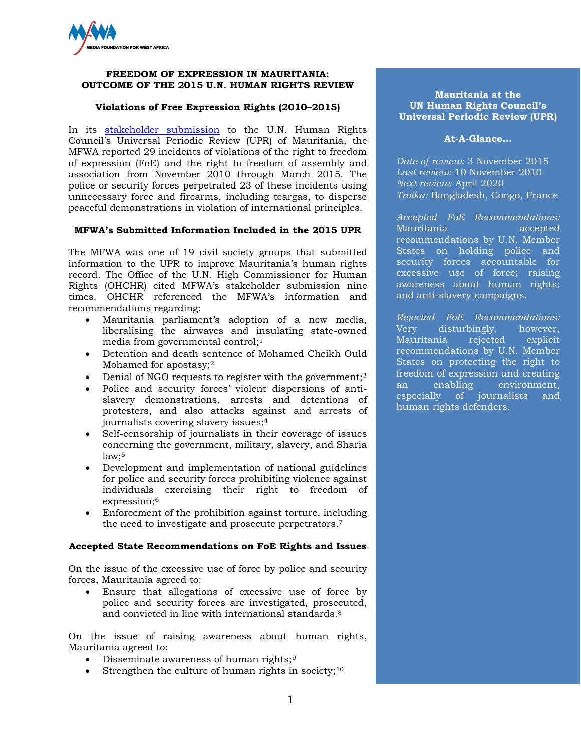MEDIA FOUNDATION FOR WEST AFRICA

# FREEDOM OF EXPRESSION IN MAURITANIA: OUTCOME OF THE 2015 U.N. HUMAN RIGHTS REVIEW

## Violations of Free Expression Rights (2010–2015)

In its stakeholder submission to the U.N. Human Rights Council's Universal Periodic Review (UPR) of Mauritania, the MFWA reported 29 incidents of violations of the right to freedom of expression (FoE) and the right to freedom of assembly and association from November 2010 through March 2015. The police or security forces perpetrated 23 of these incidents using unnecessary force and firearms, including teargas, to disperse peaceful demonstrations in violation of international principles.

## MFWA's Submitted Information Included in the 2015 UPR

The MFWA was one of 19 civil society groups that submitted information to the UPR to improve Mauritania's human rights record. The Office of the U.N. High Commissioner for Human Rights (OHCHR) cited MFWA's stakeholder submission nine times. OHCHR referenced the MFWA's information and recommendations regarding:

- Mauritania parliament's adoption of a new media, liberalising the airwaves and insulating state-owned media from governmental control;[1]
- Detention and death sentence of Mohamed Cheikh Ould Mohamed for apostasy;[2]
- Denial of NGO requests to register with the government;[3]
- Police and security forces' violent dispersions of anti-slavery demonstrations, arrests and detentions of protesters, and also attacks against and arrests of journalists covering slavery issues;[4]
- Self-censorship of journalists in their coverage of issues concerning the government, military, slavery, and Sharia law;[5]
- Development and implementation of national guidelines for police and security forces prohibiting violence against individuals exercising their right to freedom of expression;[6]
- Enforcement of the prohibition against torture, including the need to investigate and prosecute perpetrators.[7]

## Accepted State Recommendations on FoE Rights and Issues

On the issue of the excessive use of force by police and security forces, Mauritania agreed to:

- Ensure that allegations of excessive use of force by police and security forces are investigated, prosecuted, and convicted in line with international standards.[8]

On the issue of raising awareness about human rights, Mauritania agreed to:

- Disseminate awareness of human rights;[9]
- Strengthen the culture of human rights in society;[10]

---

**Mauritania at the UN Human Rights Council's Universal Periodic Review (UPR)**

**At-A-Glance…**

*Date of review:* 3 November 2015
*Last review:* 10 November 2010
*Next review:* April 2020
*Troika:* Bangladesh, Congo, France

*Accepted FoE Recommendations:* Mauritania accepted recommendations by U.N. Member States on holding police and security forces accountable for excessive use of force; raising awareness about human rights; and anti-slavery campaigns.

*Rejected FoE Recommendations:* Very disturbingly, however, Mauritania rejected explicit recommendations by U.N. Member States on protecting the right to freedom of expression and creating an enabling environment, especially of journalists and human rights defenders.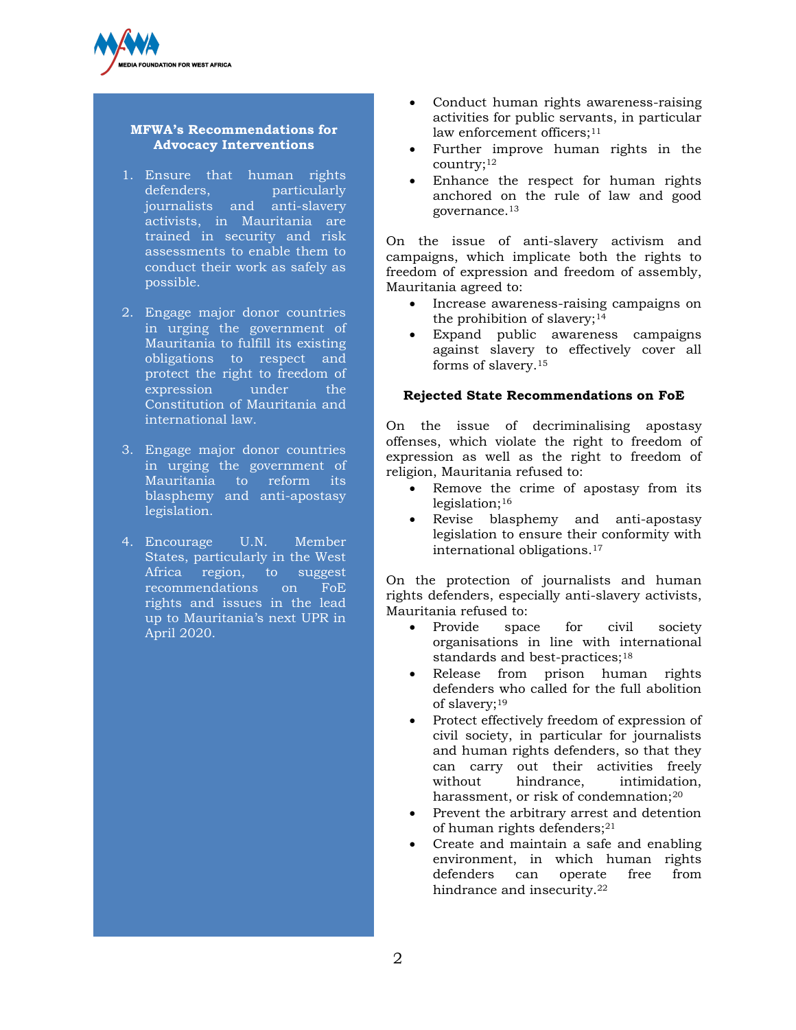### MFWA's Recommendations for Advocacy Interventions

1. Ensure that human rights defenders, particularly journalists and anti-slavery activists, in Mauritania are trained in security and risk assessments to enable them to conduct their work as safely as possible.

2. Engage major donor countries in urging the government of Mauritania to fulfill its existing obligations to respect and protect the right to freedom of expression under the Constitution of Mauritania and international law.

3. Engage major donor countries in urging the government of Mauritania to reform its blasphemy and anti-apostasy legislation.

4. Encourage U.N. Member States, particularly in the West Africa region, to suggest recommendations on FoE rights and issues in the lead up to Mauritania's next UPR in April 2020.

- Conduct human rights awareness-raising activities for public servants, in particular law enforcement officers;[11]
- Further improve human rights in the country;[12]
- Enhance the respect for human rights anchored on the rule of law and good governance.[13]

On the issue of anti-slavery activism and campaigns, which implicate both the rights to freedom of expression and freedom of assembly, Mauritania agreed to:

- Increase awareness-raising campaigns on the prohibition of slavery;[14]
- Expand public awareness campaigns against slavery to effectively cover all forms of slavery.[15]

### Rejected State Recommendations on FoE

On the issue of decriminalising apostasy offenses, which violate the right to freedom of expression as well as the right to freedom of religion, Mauritania refused to:

- Remove the crime of apostasy from its legislation;[16]
- Revise blasphemy and anti-apostasy legislation to ensure their conformity with international obligations.[17]

On the protection of journalists and human rights defenders, especially anti-slavery activists, Mauritania refused to:

- Provide space for civil society organisations in line with international standards and best-practices;[18]
- Release from prison human rights defenders who called for the full abolition of slavery;[19]
- Protect effectively freedom of expression of civil society, in particular for journalists and human rights defenders, so that they can carry out their activities freely without hindrance, intimidation, harassment, or risk of condemnation;[20]
- Prevent the arbitrary arrest and detention of human rights defenders;[21]
- Create and maintain a safe and enabling environment, in which human rights defenders can operate free from hindrance and insecurity.[22]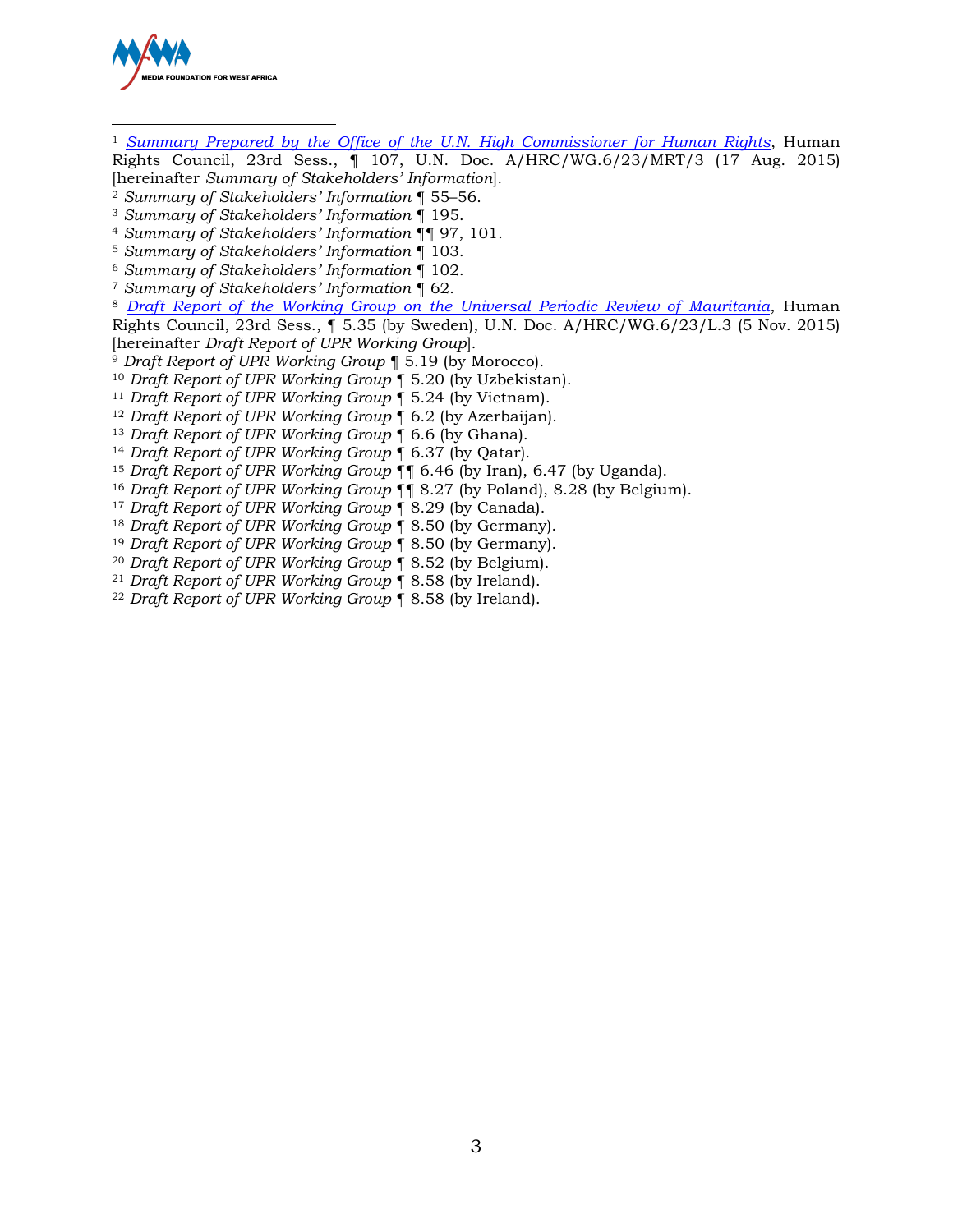[1] *Summary Prepared by the Office of the U.N. High Commissioner for Human Rights*, Human Rights Council, 23rd Sess., ¶ 107, U.N. Doc. A/HRC/WG.6/23/MRT/3 (17 Aug. 2015) [hereinafter *Summary of Stakeholders' Information*].

[2] *Summary of Stakeholders' Information* ¶ 55–56.

[3] *Summary of Stakeholders' Information* ¶ 195.

[4] *Summary of Stakeholders' Information* ¶¶ 97, 101.

[5] *Summary of Stakeholders' Information* ¶ 103.

[6] *Summary of Stakeholders' Information* ¶ 102.

[7] *Summary of Stakeholders' Information* ¶ 62.

[8] *Draft Report of the Working Group on the Universal Periodic Review of Mauritania*, Human Rights Council, 23rd Sess., ¶ 5.35 (by Sweden), U.N. Doc. A/HRC/WG.6/23/L.3 (5 Nov. 2015) [hereinafter *Draft Report of UPR Working Group*].

[9] *Draft Report of UPR Working Group* ¶ 5.19 (by Morocco).

[10] *Draft Report of UPR Working Group* ¶ 5.20 (by Uzbekistan).

[11] *Draft Report of UPR Working Group* ¶ 5.24 (by Vietnam).

[12] *Draft Report of UPR Working Group* ¶ 6.2 (by Azerbaijan).

[13] *Draft Report of UPR Working Group* ¶ 6.6 (by Ghana).

[14] *Draft Report of UPR Working Group* ¶ 6.37 (by Qatar).

[15] *Draft Report of UPR Working Group* ¶¶ 6.46 (by Iran), 6.47 (by Uganda).

[16] *Draft Report of UPR Working Group* ¶¶ 8.27 (by Poland), 8.28 (by Belgium).

[17] *Draft Report of UPR Working Group* ¶ 8.29 (by Canada).

[18] *Draft Report of UPR Working Group* ¶ 8.50 (by Germany).

[19] *Draft Report of UPR Working Group* ¶ 8.50 (by Germany).

[20] *Draft Report of UPR Working Group* ¶ 8.52 (by Belgium).

[21] *Draft Report of UPR Working Group* ¶ 8.58 (by Ireland).

[22] *Draft Report of UPR Working Group* ¶ 8.58 (by Ireland).